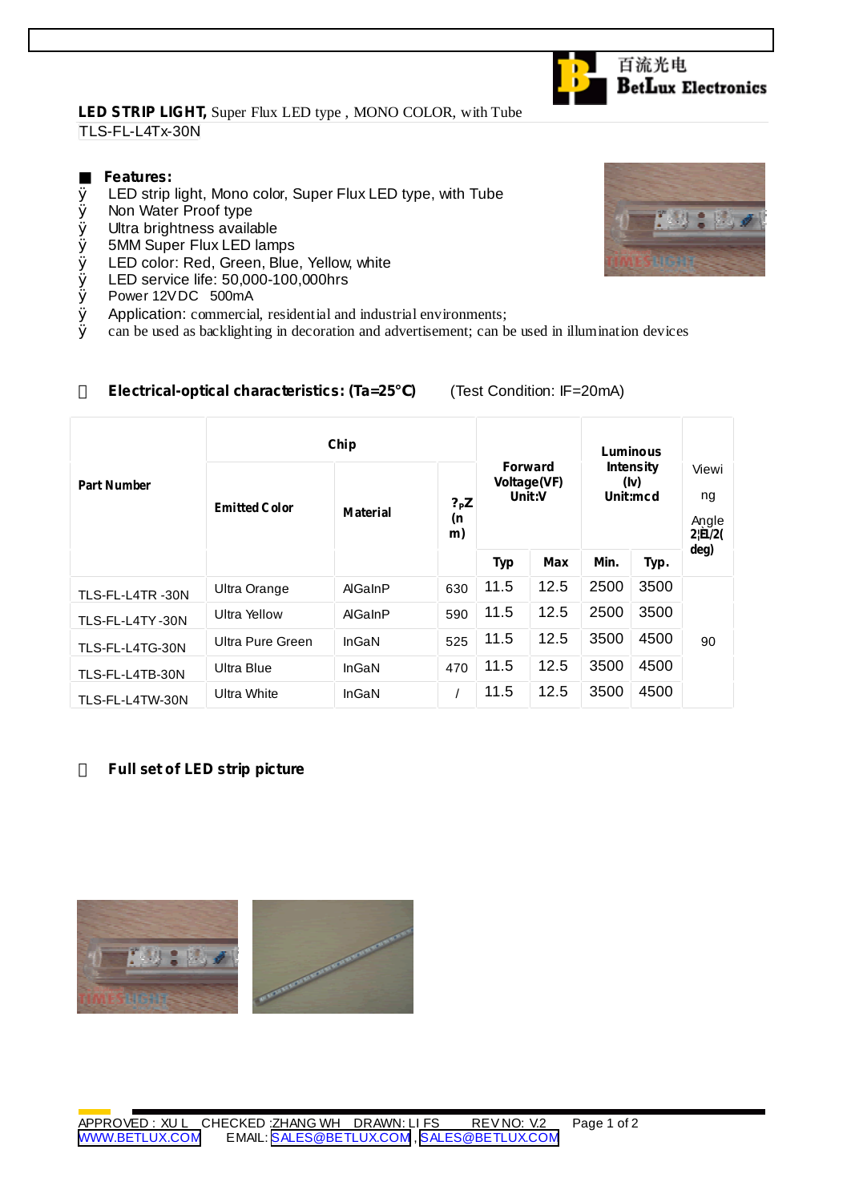百流光电 BetLux Electronics

**LED STRIP LIGHT,** Super Flux LED type , MONO COLOR, with Tube

TLS-FL-L4Tx-30N

## Features:

- LED strip light, Mono color, Super Flux LED type, with Tube
- Non Water Proof type
- Ultra brightness available
- 5MM Super Flux LED lamps
- LED color: Red, Green, Blue, Yellow, white
- LED service life: 50,000-100,000hrs
- Power 12VDC 500mA
- Application: commercial, residential and industrial environments;
- can be used as backlighting in decoration and advertisement; can be used in illumination devices

## Electrical-optical characteristics: (Ta=25°C) (Test Condition: IF=20mA)

| Part Number | Chip | | | Forward Voltage(VF) Unit:V | | Luminous Intensity (Iv) Unit:mcd | | Viewing Angle 2θ1/2(deg) |
|---|---|---|---|---|---|---|---|---|
| | Emitted Color | Material | λpZ (nm) | Typ | Max | Min. | Typ. | |
| TLS-FL-L4TR -30N | Ultra Orange | AlGaInP | 630 | 11.5 | 12.5 | 2500 | 3500 | 90 |
| TLS-FL-L4TY -30N | Ultra Yellow | AlGaInP | 590 | 11.5 | 12.5 | 2500 | 3500 | |
| TLS-FL-L4TG-30N | Ultra Pure Green | InGaN | 525 | 11.5 | 12.5 | 3500 | 4500 | |
| TLS-FL-L4TB-30N | Ultra Blue | InGaN | 470 | 11.5 | 12.5 | 3500 | 4500 | |
| TLS-FL-L4TW-30N | Ultra White | InGaN | / | 11.5 | 12.5 | 3500 | 4500 | |

## Full set of LED strip picture

APPROVED : XU L CHECKED :ZHANG WH DRAWN: LI FS REV NO: V.2

WWW.BETLUX.COM EMAIL: SALES@BETLUX.COM , SALES@BETLUX.COM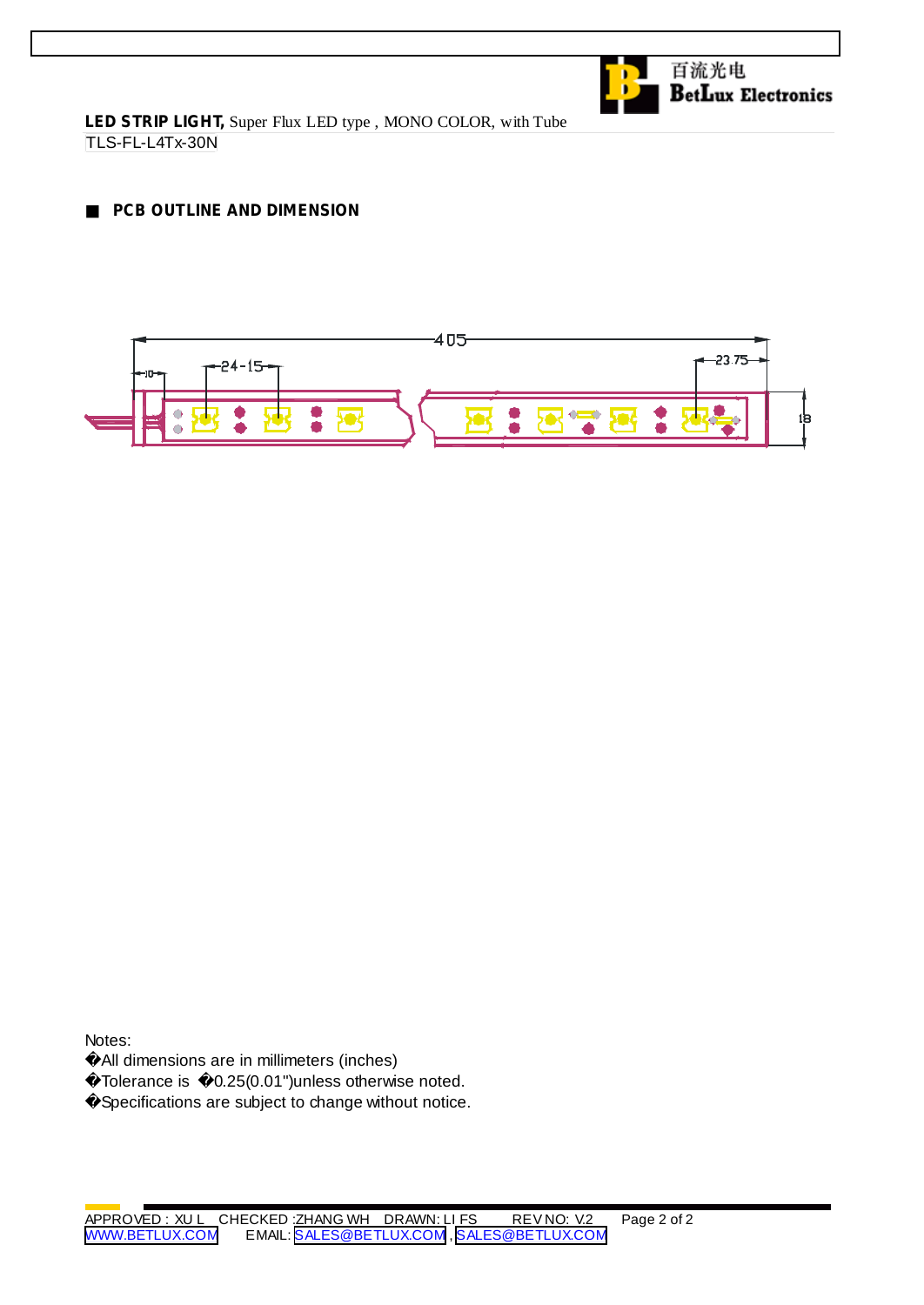**LED STRIP LIGHT,** Super Flux LED type , MONO COLOR, with Tube

TLS-FL-L4Tx-30N

## ■ PCB OUTLINE AND DIMENSION

405

10

24-15

23.75

18

Notes:

�All dimensions are in millimeters (inches)

�Tolerance is �0.25(0.01")unless otherwise noted.

�Specifications are subject to change without notice.

APPROVED : XU L CHECKED :ZHANG WH DRAWN: LI FS REV NO: V.2

WWW.BETLUX.COM EMAIL: SALES@BETLUX.COM , SALES@BETLUX.COM